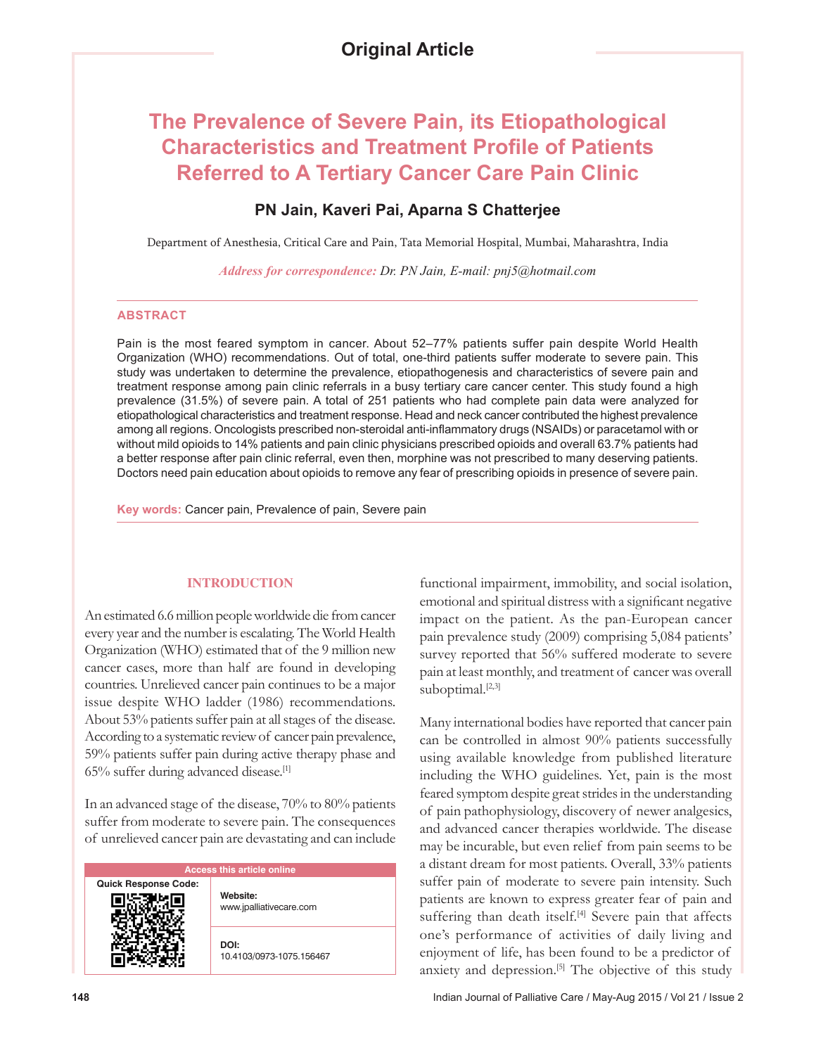Original Article

# The Prevalence of Severe Pain, its Etiopathological Characteristics and Treatment Profile of Patients Referred to A Tertiary Cancer Care Pain Clinic

**PN Jain, Kaveri Pai, Aparna S Chatterjee**

Department of Anesthesia, Critical Care and Pain, Tata Memorial Hospital, Mumbai, Maharashtra, India

*Address for correspondence: Dr. PN Jain, E-mail: pnj5@hotmail.com*

## ABSTRACT

Pain is the most feared symptom in cancer. About 52–77% patients suffer pain despite World Health Organization (WHO) recommendations. Out of total, one-third patients suffer moderate to severe pain. This study was undertaken to determine the prevalence, etiopathogenesis and characteristics of severe pain and treatment response among pain clinic referrals in a busy tertiary care cancer center. This study found a high prevalence (31.5%) of severe pain. A total of 251 patients who had complete pain data were analyzed for etiopathological characteristics and treatment response. Head and neck cancer contributed the highest prevalence among all regions. Oncologists prescribed non-steroidal anti-inflammatory drugs (NSAIDs) or paracetamol with or without mild opioids to 14% patients and pain clinic physicians prescribed opioids and overall 63.7% patients had a better response after pain clinic referral, even then, morphine was not prescribed to many deserving patients. Doctors need pain education about opioids to remove any fear of prescribing opioids in presence of severe pain.

**Key words:** Cancer pain, Prevalence of pain, Severe pain

## INTRODUCTION

An estimated 6.6 million people worldwide die from cancer every year and the number is escalating. The World Health Organization (WHO) estimated that of the 9 million new cancer cases, more than half are found in developing countries. Unrelieved cancer pain continues to be a major issue despite WHO ladder (1986) recommendations. About 53% patients suffer pain at all stages of the disease. According to a systematic review of cancer pain prevalence, 59% patients suffer pain during active therapy phase and 65% suffer during advanced disease.[1]

In an advanced stage of the disease, 70% to 80% patients suffer from moderate to severe pain. The consequences of unrelieved cancer pain are devastating and can include functional impairment, immobility, and social isolation, emotional and spiritual distress with a significant negative impact on the patient. As the pan-European cancer pain prevalence study (2009) comprising 5,084 patients' survey reported that 56% suffered moderate to severe pain at least monthly, and treatment of cancer was overall suboptimal.[2,3]

Many international bodies have reported that cancer pain can be controlled in almost 90% patients successfully using available knowledge from published literature including the WHO guidelines. Yet, pain is the most feared symptom despite great strides in the understanding of pain pathophysiology, discovery of newer analgesics, and advanced cancer therapies worldwide. The disease may be incurable, but even relief from pain seems to be a distant dream for most patients. Overall, 33% patients suffer pain of moderate to severe pain intensity. Such patients are known to express greater fear of pain and suffering than death itself.[4] Severe pain that affects one's performance of activities of daily living and enjoyment of life, has been found to be a predictor of anxiety and depression.[5] The objective of this study

| Access this article online | |
|---|---|
| Quick Response Code: | Website: www.jpalliativecare.com |
| | DOI: 10.4103/0973-1075.156467 |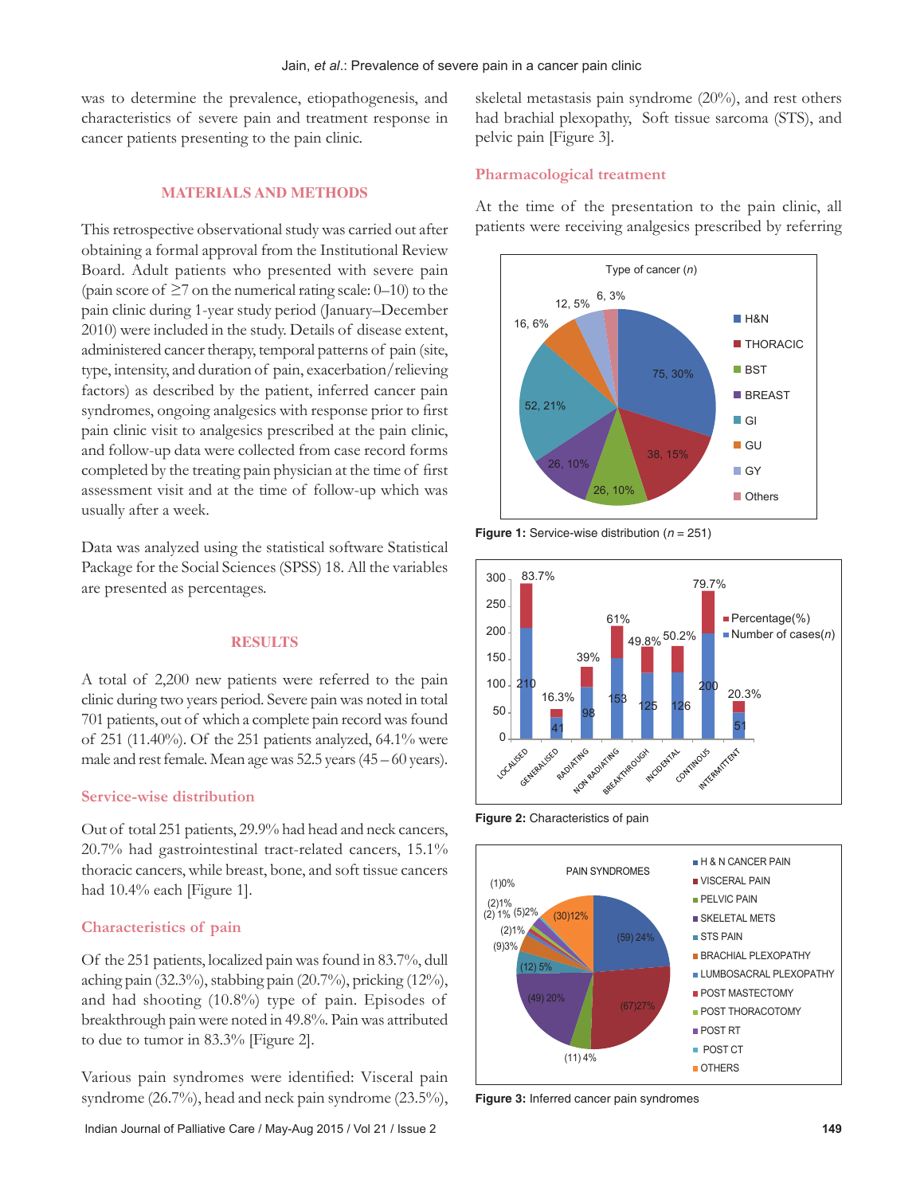was to determine the prevalence, etiopathogenesis, and characteristics of severe pain and treatment response in cancer patients presenting to the pain clinic.

## MATERIALS AND METHODS

This retrospective observational study was carried out after obtaining a formal approval from the Institutional Review Board. Adult patients who presented with severe pain (pain score of ≥7 on the numerical rating scale: 0–10) to the pain clinic during 1-year study period (January–December 2010) were included in the study. Details of disease extent, administered cancer therapy, temporal patterns of pain (site, type, intensity, and duration of pain, exacerbation/relieving factors) as described by the patient, inferred cancer pain syndromes, ongoing analgesics with response prior to first pain clinic visit to analgesics prescribed at the pain clinic, and follow-up data were collected from case record forms completed by the treating pain physician at the time of first assessment visit and at the time of follow-up which was usually after a week.

Data was analyzed using the statistical software Statistical Package for the Social Sciences (SPSS) 18. All the variables are presented as percentages.

## RESULTS

A total of 2,200 new patients were referred to the pain clinic during two years period. Severe pain was noted in total 701 patients, out of which a complete pain record was found of 251 (11.40%). Of the 251 patients analyzed, 64.1% were male and rest female. Mean age was 52.5 years (45 – 60 years).

### Service-wise distribution

Out of total 251 patients, 29.9% had head and neck cancers, 20.7% had gastrointestinal tract-related cancers, 15.1% thoracic cancers, while breast, bone, and soft tissue cancers had 10.4% each [Figure 1].

### Characteristics of pain

Of the 251 patients, localized pain was found in 83.7%, dull aching pain (32.3%), stabbing pain (20.7%), pricking (12%), and had shooting (10.8%) type of pain. Episodes of breakthrough pain were noted in 49.8%. Pain was attributed to due to tumor in 83.3% [Figure 2].

Various pain syndromes were identified: Visceral pain syndrome (26.7%), head and neck pain syndrome (23.5%), skeletal metastasis pain syndrome (20%), and rest others had brachial plexopathy, Soft tissue sarcoma (STS), and pelvic pain [Figure 3].

### Pharmacological treatment

At the time of the presentation to the pain clinic, all patients were receiving analgesics prescribed by referring

**Figure 1:** Service-wise distribution ($n$ = 251)

**Figure 2:** Characteristics of pain

**Figure 3:** Inferred cancer pain syndromes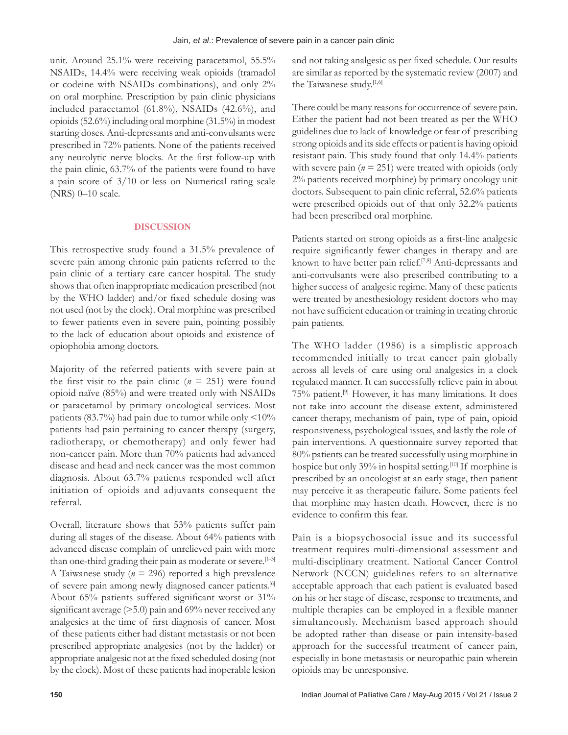unit. Around 25.1% were receiving paracetamol, 55.5% NSAIDs, 14.4% were receiving weak opioids (tramadol or codeine with NSAIDs combinations), and only 2% on oral morphine. Prescription by pain clinic physicians included paracetamol (61.8%), NSAIDs (42.6%), and opioids (52.6%) including oral morphine (31.5%) in modest starting doses. Anti-depressants and anti-convulsants were prescribed in 72% patients. None of the patients received any neurolytic nerve blocks. At the first follow-up with the pain clinic, 63.7% of the patients were found to have a pain score of 3/10 or less on Numerical rating scale (NRS) 0–10 scale.

## DISCUSSION

This retrospective study found a 31.5% prevalence of severe pain among chronic pain patients referred to the pain clinic of a tertiary care cancer hospital. The study shows that often inappropriate medication prescribed (not by the WHO ladder) and/or fixed schedule dosing was not used (not by the clock). Oral morphine was prescribed to fewer patients even in severe pain, pointing possibly to the lack of education about opioids and existence of opiophobia among doctors.

Majority of the referred patients with severe pain at the first visit to the pain clinic (*n* = 251) were found opioid naïve (85%) and were treated only with NSAIDs or paracetamol by primary oncological services. Most patients (83.7%) had pain due to tumor while only <10% patients had pain pertaining to cancer therapy (surgery, radiotherapy, or chemotherapy) and only fewer had non-cancer pain. More than 70% patients had advanced disease and head and neck cancer was the most common diagnosis. About 63.7% patients responded well after initiation of opioids and adjuvants consequent the referral.

Overall, literature shows that 53% patients suffer pain during all stages of the disease. About 64% patients with advanced disease complain of unrelieved pain with more than one-third grading their pain as moderate or severe.[1-3] A Taiwanese study (*n* = 296) reported a high prevalence of severe pain among newly diagnosed cancer patients.[6] About 65% patients suffered significant worst or 31% significant average (>5.0) pain and 69% never received any analgesics at the time of first diagnosis of cancer. Most of these patients either had distant metastasis or not been prescribed appropriate analgesics (not by the ladder) or appropriate analgesic not at the fixed scheduled dosing (not by the clock). Most of these patients had inoperable lesion and not taking analgesic as per fixed schedule. Our results are similar as reported by the systematic review (2007) and the Taiwanese study.[1,6]

There could be many reasons for occurrence of severe pain. Either the patient had not been treated as per the WHO guidelines due to lack of knowledge or fear of prescribing strong opioids and its side effects or patient is having opioid resistant pain. This study found that only 14.4% patients with severe pain (*n* = 251) were treated with opioids (only 2% patients received morphine) by primary oncology unit doctors. Subsequent to pain clinic referral, 52.6% patients were prescribed opioids out of that only 32.2% patients had been prescribed oral morphine.

Patients started on strong opioids as a first-line analgesic require significantly fewer changes in therapy and are known to have better pain relief.[7,8] Anti-depressants and anti-convulsants were also prescribed contributing to a higher success of analgesic regime. Many of these patients were treated by anesthesiology resident doctors who may not have sufficient education or training in treating chronic pain patients.

The WHO ladder (1986) is a simplistic approach recommended initially to treat cancer pain globally across all levels of care using oral analgesics in a clock regulated manner. It can successfully relieve pain in about 75% patient.[9] However, it has many limitations. It does not take into account the disease extent, administered cancer therapy, mechanism of pain, type of pain, opioid responsiveness, psychological issues, and lastly the role of pain interventions. A questionnaire survey reported that 80% patients can be treated successfully using morphine in hospice but only 39% in hospital setting.[10] If morphine is prescribed by an oncologist at an early stage, then patient may perceive it as therapeutic failure. Some patients feel that morphine may hasten death. However, there is no evidence to confirm this fear.

Pain is a biopsychosocial issue and its successful treatment requires multi-dimensional assessment and multi-disciplinary treatment. National Cancer Control Network (NCCN) guidelines refers to an alternative acceptable approach that each patient is evaluated based on his or her stage of disease, response to treatments, and multiple therapies can be employed in a flexible manner simultaneously. Mechanism based approach should be adopted rather than disease or pain intensity-based approach for the successful treatment of cancer pain, especially in bone metastasis or neuropathic pain wherein opioids may be unresponsive.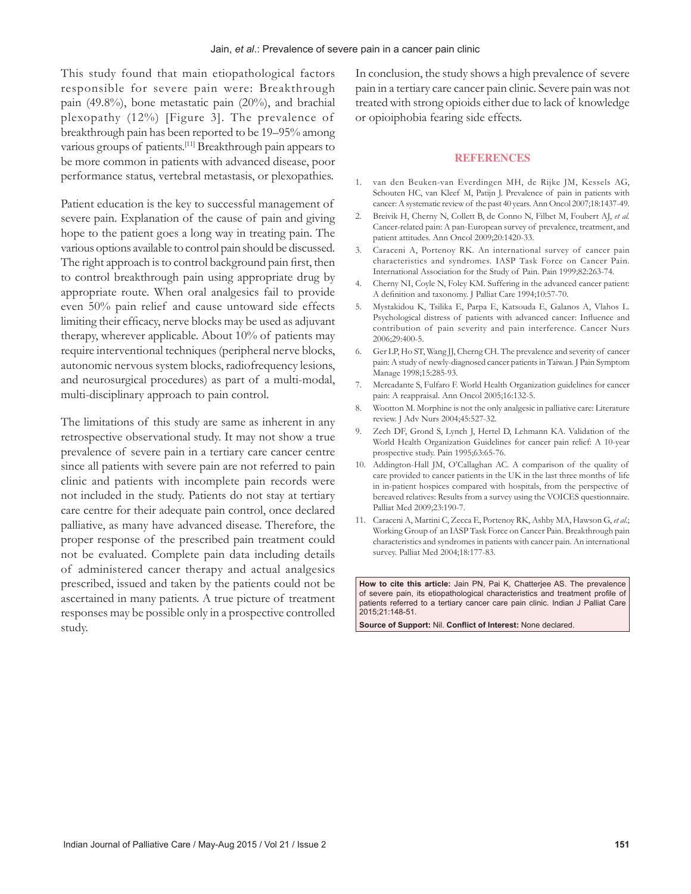This study found that main etiopathological factors responsible for severe pain were: Breakthrough pain (49.8%), bone metastatic pain (20%), and brachial plexopathy (12%) [Figure 3]. The prevalence of breakthrough pain has been reported to be 19–95% among various groups of patients.[11] Breakthrough pain appears to be more common in patients with advanced disease, poor performance status, vertebral metastasis, or plexopathies.

Patient education is the key to successful management of severe pain. Explanation of the cause of pain and giving hope to the patient goes a long way in treating pain. The various options available to control pain should be discussed. The right approach is to control background pain first, then to control breakthrough pain using appropriate drug by appropriate route. When oral analgesics fail to provide even 50% pain relief and cause untoward side effects limiting their efficacy, nerve blocks may be used as adjuvant therapy, wherever applicable. About 10% of patients may require interventional techniques (peripheral nerve blocks, autonomic nervous system blocks, radiofrequency lesions, and neurosurgical procedures) as part of a multi-modal, multi-disciplinary approach to pain control.

The limitations of this study are same as inherent in any retrospective observational study. It may not show a true prevalence of severe pain in a tertiary care cancer centre since all patients with severe pain are not referred to pain clinic and patients with incomplete pain records were not included in the study. Patients do not stay at tertiary care centre for their adequate pain control, once declared palliative, as many have advanced disease. Therefore, the proper response of the prescribed pain treatment could not be evaluated. Complete pain data including details of administered cancer therapy and actual analgesics prescribed, issued and taken by the patients could not be ascertained in many patients. A true picture of treatment responses may be possible only in a prospective controlled study.

In conclusion, the study shows a high prevalence of severe pain in a tertiary care cancer pain clinic. Severe pain was not treated with strong opioids either due to lack of knowledge or opioiphobia fearing side effects.

## REFERENCES

1. van den Beuken-van Everdingen MH, de Rijke JM, Kessels AG, Schouten HC, van Kleef M, Patijn J. Prevalence of pain in patients with cancer: A systematic review of the past 40 years. Ann Oncol 2007;18:1437-49.
2. Breivik H, Cherny N, Collett B, de Conno N, Filbet M, Foubert AJ, *et al.* Cancer-related pain: A pan-European survey of prevalence, treatment, and patient attitudes. Ann Oncol 2009;20:1420-33.
3. Caraceni A, Portenoy RK. An international survey of cancer pain characteristics and syndromes. IASP Task Force on Cancer Pain. International Association for the Study of Pain. Pain 1999;82:263-74.
4. Cherny NI, Coyle N, Foley KM. Suffering in the advanced cancer patient: A definition and taxonomy. J Palliat Care 1994;10:57-70.
5. Mystakidou K, Tsilika E, Parpa E, Katsouda E, Galanos A, Vlahos L. Psychological distress of patients with advanced cancer: Influence and contribution of pain severity and pain interference. Cancer Nurs 2006;29:400-5.
6. Ger LP, Ho ST, Wang JJ, Cherng CH. The prevalence and severity of cancer pain: A study of newly-diagnosed cancer patients in Taiwan. J Pain Symptom Manage 1998;15:285-93.
7. Mercadante S, Fulfaro F. World Health Organization guidelines for cancer pain: A reappraisal. Ann Oncol 2005;16:132-5.
8. Wootton M. Morphine is not the only analgesic in palliative care: Literature review. J Adv Nurs 2004;45:527-32.
9. Zech DF, Grond S, Lynch J, Hertel D, Lehmann KA. Validation of the World Health Organization Guidelines for cancer pain relief: A 10-year prospective study. Pain 1995;63:65-76.
10. Addington-Hall JM, O'Callaghan AC. A comparison of the quality of care provided to cancer patients in the UK in the last three months of life in in-patient hospices compared with hospitals, from the perspective of bereaved relatives: Results from a survey using the VOICES questionnaire. Palliat Med 2009;23:190-7.
11. Caraceni A, Martini C, Zecca E, Portenoy RK, Ashby MA, Hawson G, *et al.*; Working Group of an IASP Task Force on Cancer Pain. Breakthrough pain characteristics and syndromes in patients with cancer pain. An international survey. Palliat Med 2004;18:177-83.

**How to cite this article:** Jain PN, Pai K, Chatterjee AS. The prevalence of severe pain, its etiopathological characteristics and treatment profile of patients referred to a tertiary cancer care pain clinic. Indian J Palliat Care 2015;21:148-51.

**Source of Support:** Nil. **Conflict of Interest:** None declared.